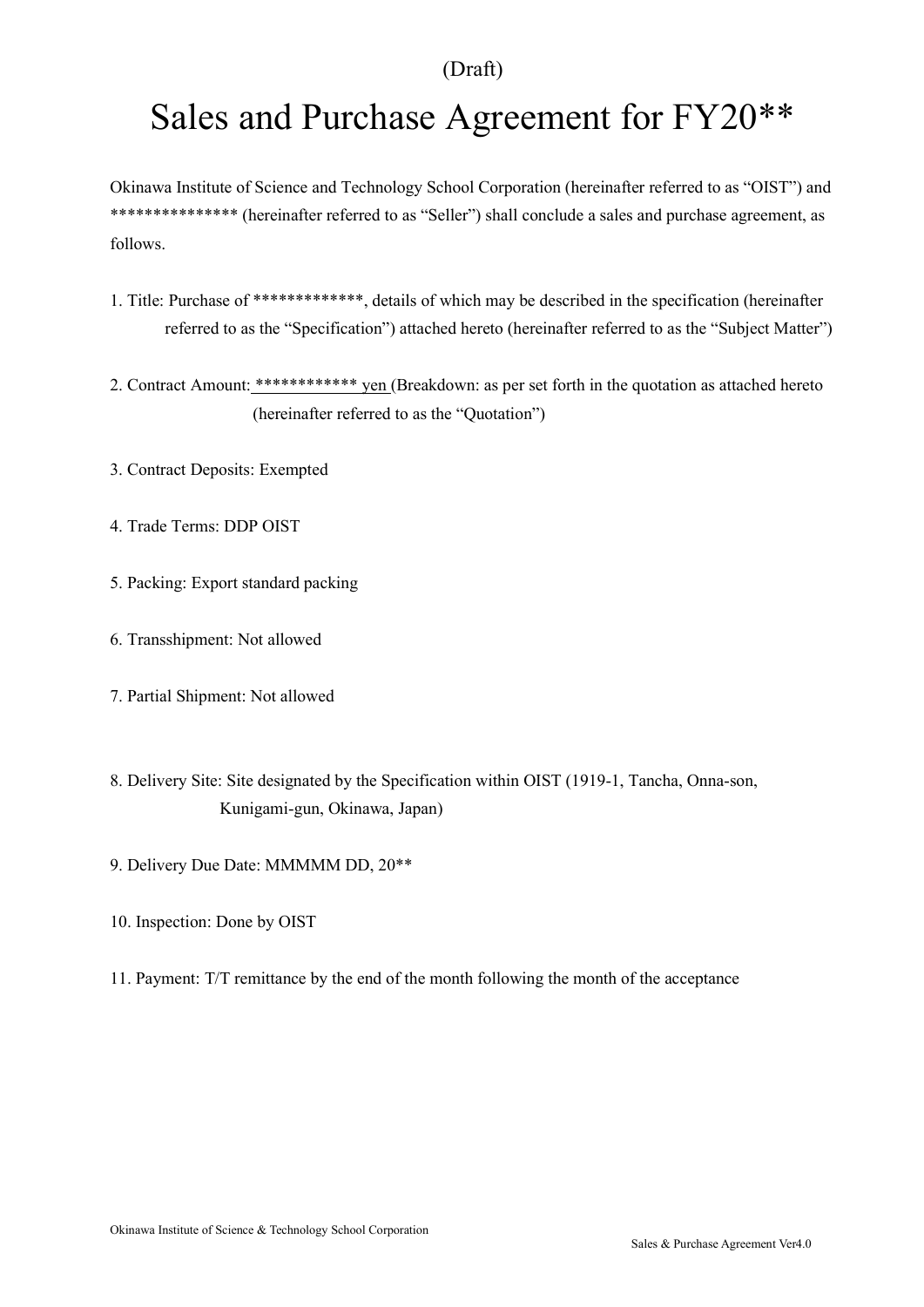(Draft)

# Sales and Purchase Agreement for FY20**

Okinawa Institute of Science and Technology School Corporation (hereinafter referred to as “OIST”) and *************** (hereinafter referred to as “Seller”) shall conclude a sales and purchase agreement, as follows.

1. Title: Purchase of *************, details of which may be described in the specification (hereinafter referred to as the “Specification”) attached hereto (hereinafter referred to as the “Subject Matter”)

2. Contract Amount: ************ yen (Breakdown: as per set forth in the quotation as attached hereto (hereinafter referred to as the “Quotation”)

3. Contract Deposits: Exempted

4. Trade Terms: DDP OIST

5. Packing: Export standard packing

6. Transshipment: Not allowed

7. Partial Shipment: Not allowed

8. Delivery Site: Site designated by the Specification within OIST (1919-1, Tancha, Onna-son, Kunigami-gun, Okinawa, Japan)

9. Delivery Due Date: MMMMM DD, 20**

10. Inspection: Done by OIST

11. Payment: T/T remittance by the end of the month following the month of the acceptance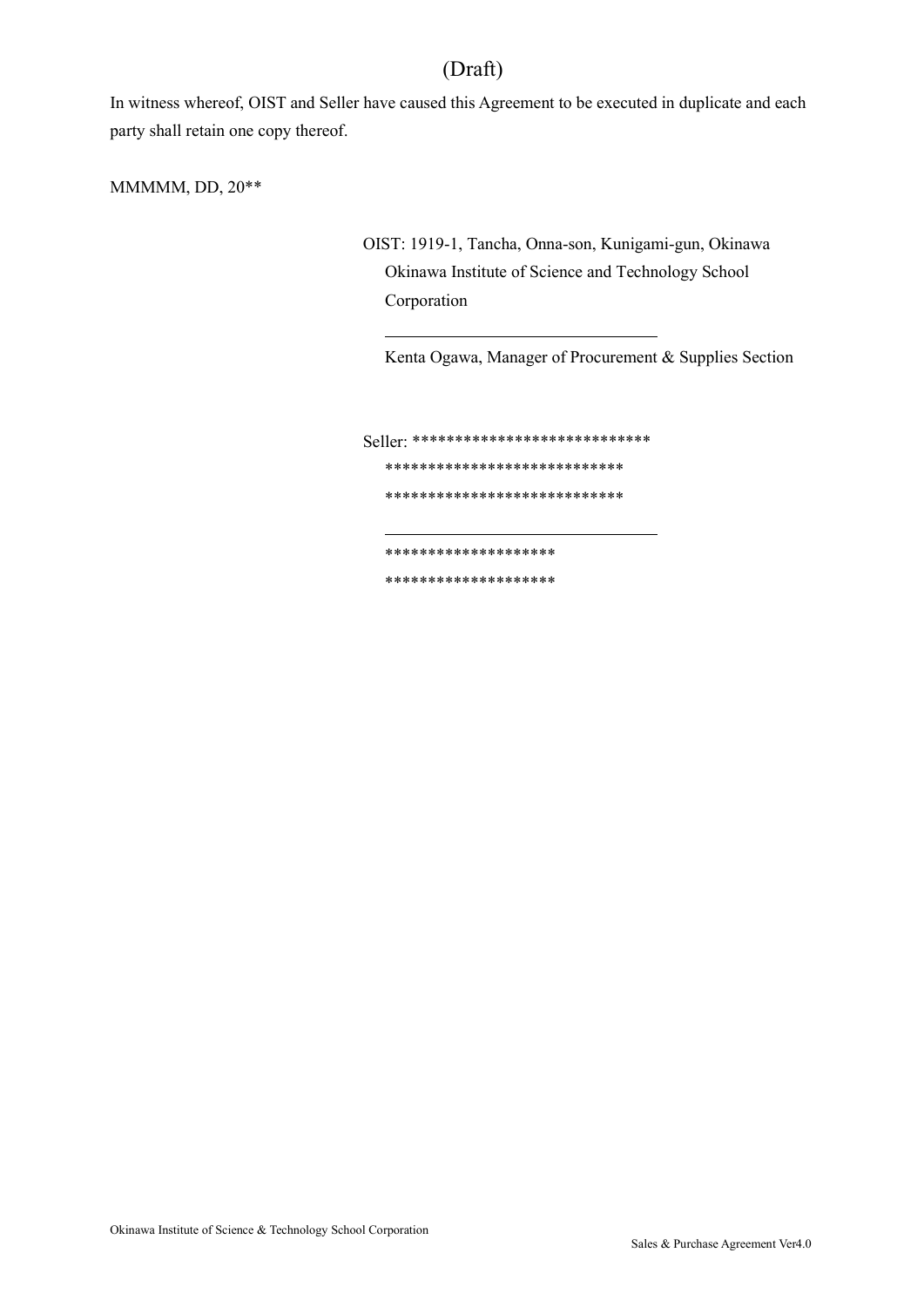(Draft)

In witness whereof, OIST and Seller have caused this Agreement to be executed in duplicate and each party shall retain one copy thereof.

MMMMM, DD, 20**

OIST: 1919-1, Tancha, Onna-son, Kunigami-gun, Okinawa
Okinawa Institute of Science and Technology School Corporation

\_\_\_\_\_\_\_\_\_\_\_\_\_\_\_\_\_\_\_\_\_\_\_\_\_\_\_\_\_\_

Kenta Ogawa, Manager of Procurement & Supplies Section

Seller: ****************************
****************************
****************************

\_\_\_\_\_\_\_\_\_\_\_\_\_\_\_\_\_\_\_\_\_\_\_\_\_\_\_\_\_\_

********************
********************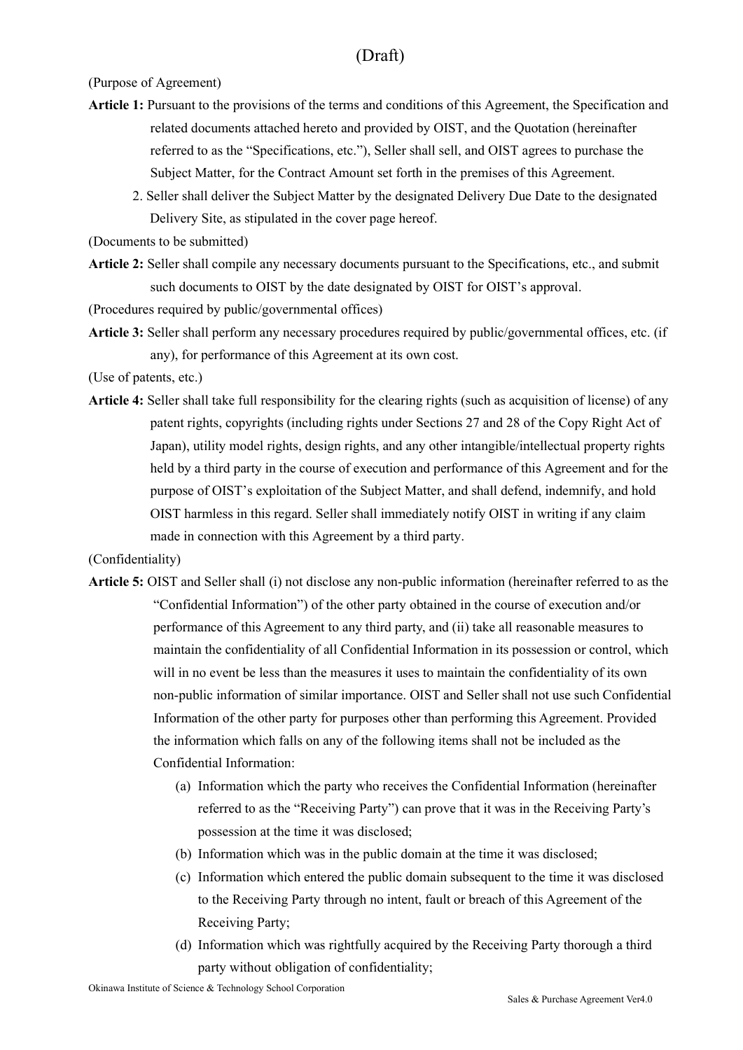(Draft)

(Purpose of Agreement)

**Article 1:** Pursuant to the provisions of the terms and conditions of this Agreement, the Specification and related documents attached hereto and provided by OIST, and the Quotation (hereinafter referred to as the "Specifications, etc."), Seller shall sell, and OIST agrees to purchase the Subject Matter, for the Contract Amount set forth in the premises of this Agreement.

2. Seller shall deliver the Subject Matter by the designated Delivery Due Date to the designated Delivery Site, as stipulated in the cover page hereof.

(Documents to be submitted)

**Article 2:** Seller shall compile any necessary documents pursuant to the Specifications, etc., and submit such documents to OIST by the date designated by OIST for OIST's approval.

(Procedures required by public/governmental offices)

**Article 3:** Seller shall perform any necessary procedures required by public/governmental offices, etc. (if any), for performance of this Agreement at its own cost.

(Use of patents, etc.)

**Article 4:** Seller shall take full responsibility for the clearing rights (such as acquisition of license) of any patent rights, copyrights (including rights under Sections 27 and 28 of the Copy Right Act of Japan), utility model rights, design rights, and any other intangible/intellectual property rights held by a third party in the course of execution and performance of this Agreement and for the purpose of OIST's exploitation of the Subject Matter, and shall defend, indemnify, and hold OIST harmless in this regard. Seller shall immediately notify OIST in writing if any claim made in connection with this Agreement by a third party.

(Confidentiality)

**Article 5:** OIST and Seller shall (i) not disclose any non-public information (hereinafter referred to as the "Confidential Information") of the other party obtained in the course of execution and/or performance of this Agreement to any third party, and (ii) take all reasonable measures to maintain the confidentiality of all Confidential Information in its possession or control, which will in no event be less than the measures it uses to maintain the confidentiality of its own non-public information of similar importance. OIST and Seller shall not use such Confidential Information of the other party for purposes other than performing this Agreement. Provided the information which falls on any of the following items shall not be included as the Confidential Information:

(a) Information which the party who receives the Confidential Information (hereinafter referred to as the "Receiving Party") can prove that it was in the Receiving Party's possession at the time it was disclosed;

(b) Information which was in the public domain at the time it was disclosed;

(c) Information which entered the public domain subsequent to the time it was disclosed to the Receiving Party through no intent, fault or breach of this Agreement of the Receiving Party;

(d) Information which was rightfully acquired by the Receiving Party thorough a third party without obligation of confidentiality;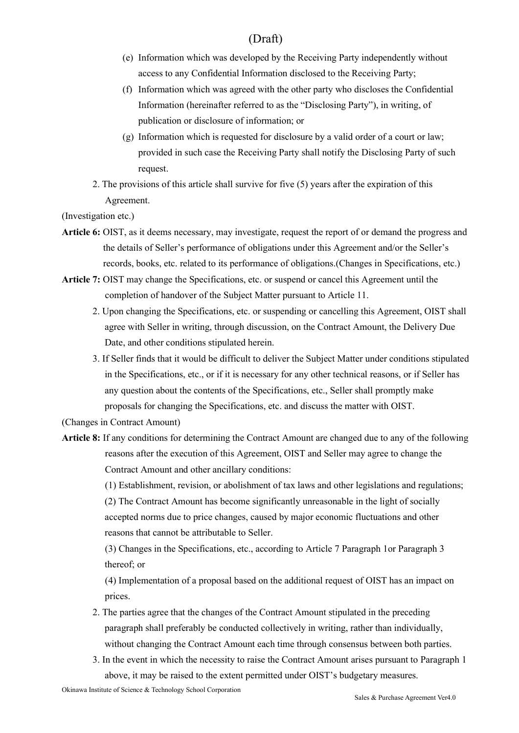(Draft)

(e) Information which was developed by the Receiving Party independently without access to any Confidential Information disclosed to the Receiving Party;

(f) Information which was agreed with the other party who discloses the Confidential Information (hereinafter referred to as the "Disclosing Party"), in writing, of publication or disclosure of information; or

(g) Information which is requested for disclosure by a valid order of a court or law; provided in such case the Receiving Party shall notify the Disclosing Party of such request.

2. The provisions of this article shall survive for five (5) years after the expiration of this Agreement.

(Investigation etc.)

**Article 6:** OIST, as it deems necessary, may investigate, request the report of or demand the progress and the details of Seller's performance of obligations under this Agreement and/or the Seller's records, books, etc. related to its performance of obligations.(Changes in Specifications, etc.)

**Article 7:** OIST may change the Specifications, etc. or suspend or cancel this Agreement until the completion of handover of the Subject Matter pursuant to Article 11.

2. Upon changing the Specifications, etc. or suspending or cancelling this Agreement, OIST shall agree with Seller in writing, through discussion, on the Contract Amount, the Delivery Due Date, and other conditions stipulated herein.

3. If Seller finds that it would be difficult to deliver the Subject Matter under conditions stipulated in the Specifications, etc., or if it is necessary for any other technical reasons, or if Seller has any question about the contents of the Specifications, etc., Seller shall promptly make proposals for changing the Specifications, etc. and discuss the matter with OIST.

(Changes in Contract Amount)

**Article 8:** If any conditions for determining the Contract Amount are changed due to any of the following reasons after the execution of this Agreement, OIST and Seller may agree to change the Contract Amount and other ancillary conditions:

(1) Establishment, revision, or abolishment of tax laws and other legislations and regulations;

(2) The Contract Amount has become significantly unreasonable in the light of socially accepted norms due to price changes, caused by major economic fluctuations and other reasons that cannot be attributable to Seller.

(3) Changes in the Specifications, etc., according to Article 7 Paragraph 1or Paragraph 3 thereof; or

(4) Implementation of a proposal based on the additional request of OIST has an impact on prices.

2. The parties agree that the changes of the Contract Amount stipulated in the preceding paragraph shall preferably be conducted collectively in writing, rather than individually, without changing the Contract Amount each time through consensus between both parties.

3. In the event in which the necessity to raise the Contract Amount arises pursuant to Paragraph 1 above, it may be raised to the extent permitted under OIST's budgetary measures.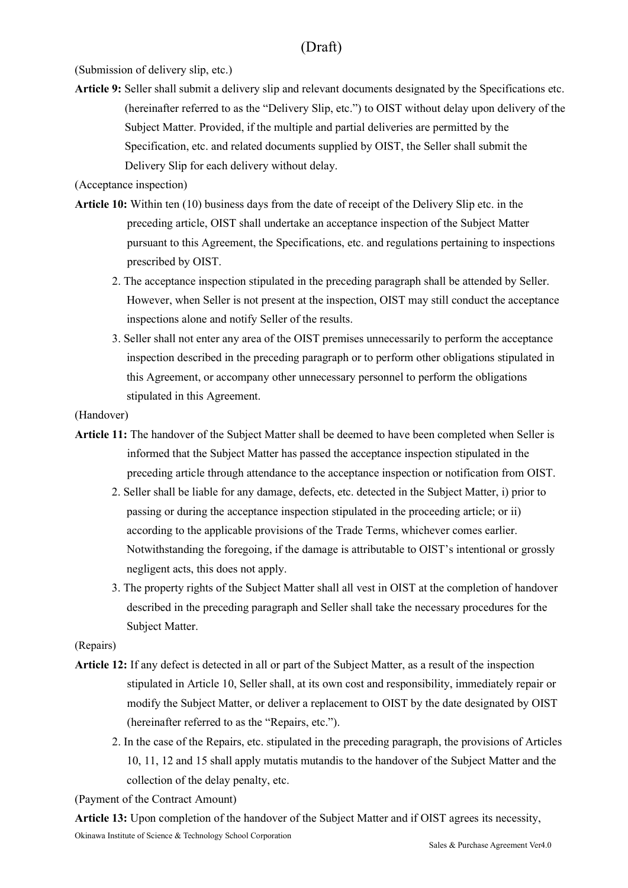(Draft)

(Submission of delivery slip, etc.)

**Article 9:** Seller shall submit a delivery slip and relevant documents designated by the Specifications etc. (hereinafter referred to as the "Delivery Slip, etc.") to OIST without delay upon delivery of the Subject Matter. Provided, if the multiple and partial deliveries are permitted by the Specification, etc. and related documents supplied by OIST, the Seller shall submit the Delivery Slip for each delivery without delay.

(Acceptance inspection)

**Article 10:** Within ten (10) business days from the date of receipt of the Delivery Slip etc. in the preceding article, OIST shall undertake an acceptance inspection of the Subject Matter pursuant to this Agreement, the Specifications, etc. and regulations pertaining to inspections prescribed by OIST.

2. The acceptance inspection stipulated in the preceding paragraph shall be attended by Seller. However, when Seller is not present at the inspection, OIST may still conduct the acceptance inspections alone and notify Seller of the results.
3. Seller shall not enter any area of the OIST premises unnecessarily to perform the acceptance inspection described in the preceding paragraph or to perform other obligations stipulated in this Agreement, or accompany other unnecessary personnel to perform the obligations stipulated in this Agreement.

(Handover)

**Article 11:** The handover of the Subject Matter shall be deemed to have been completed when Seller is informed that the Subject Matter has passed the acceptance inspection stipulated in the preceding article through attendance to the acceptance inspection or notification from OIST.

2. Seller shall be liable for any damage, defects, etc. detected in the Subject Matter, i) prior to passing or during the acceptance inspection stipulated in the proceeding article; or ii) according to the applicable provisions of the Trade Terms, whichever comes earlier. Notwithstanding the foregoing, if the damage is attributable to OIST's intentional or grossly negligent acts, this does not apply.
3. The property rights of the Subject Matter shall all vest in OIST at the completion of handover described in the preceding paragraph and Seller shall take the necessary procedures for the Subject Matter.

(Repairs)

**Article 12:** If any defect is detected in all or part of the Subject Matter, as a result of the inspection stipulated in Article 10, Seller shall, at its own cost and responsibility, immediately repair or modify the Subject Matter, or deliver a replacement to OIST by the date designated by OIST (hereinafter referred to as the "Repairs, etc.").

2. In the case of the Repairs, etc. stipulated in the preceding paragraph, the provisions of Articles 10, 11, 12 and 15 shall apply mutatis mutandis to the handover of the Subject Matter and the collection of the delay penalty, etc.

(Payment of the Contract Amount)

**Article 13:** Upon completion of the handover of the Subject Matter and if OIST agrees its necessity,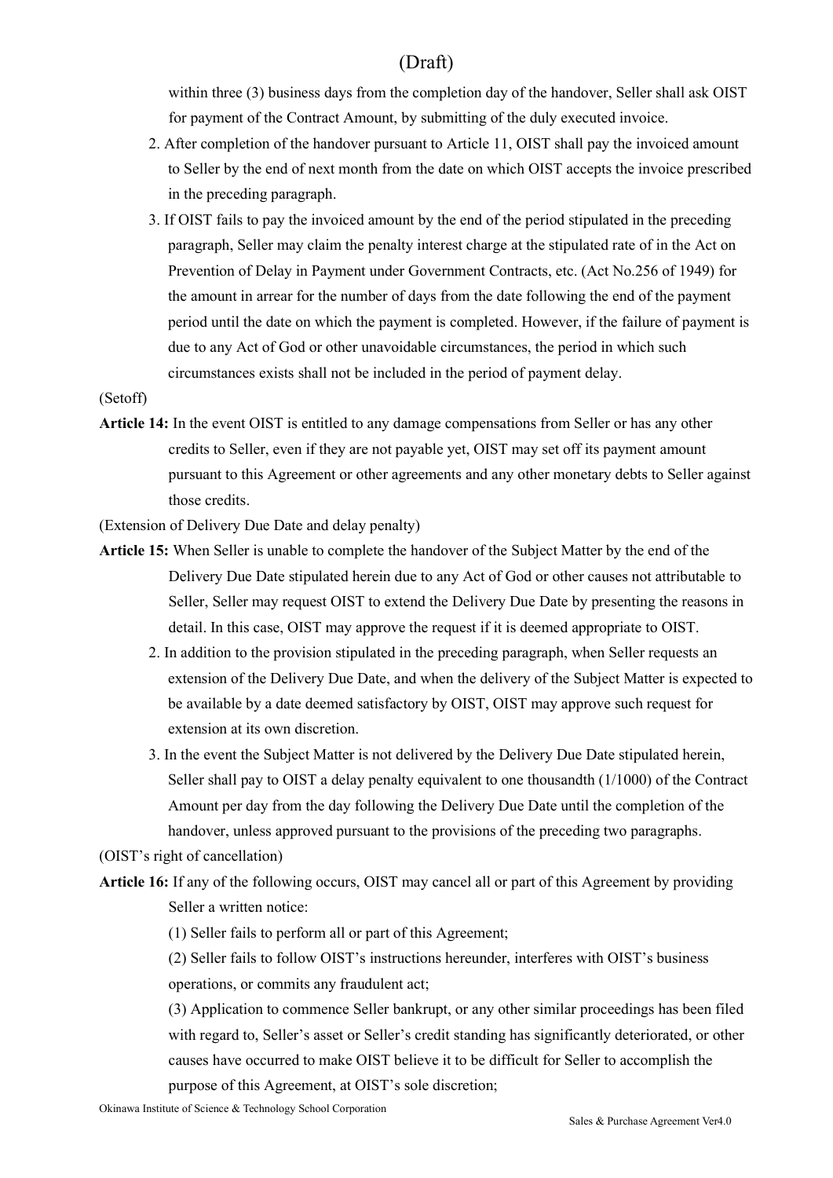within three (3) business days from the completion day of the handover, Seller shall ask OIST for payment of the Contract Amount, by submitting of the duly executed invoice.

2. After completion of the handover pursuant to Article 11, OIST shall pay the invoiced amount to Seller by the end of next month from the date on which OIST accepts the invoice prescribed in the preceding paragraph.

3. If OIST fails to pay the invoiced amount by the end of the period stipulated in the preceding paragraph, Seller may claim the penalty interest charge at the stipulated rate of in the Act on Prevention of Delay in Payment under Government Contracts, etc. (Act No.256 of 1949) for the amount in arrear for the number of days from the date following the end of the payment period until the date on which the payment is completed. However, if the failure of payment is due to any Act of God or other unavoidable circumstances, the period in which such circumstances exists shall not be included in the period of payment delay.

(Setoff)

**Article 14:** In the event OIST is entitled to any damage compensations from Seller or has any other credits to Seller, even if they are not payable yet, OIST may set off its payment amount pursuant to this Agreement or other agreements and any other monetary debts to Seller against those credits.

(Extension of Delivery Due Date and delay penalty)

**Article 15:** When Seller is unable to complete the handover of the Subject Matter by the end of the Delivery Due Date stipulated herein due to any Act of God or other causes not attributable to Seller, Seller may request OIST to extend the Delivery Due Date by presenting the reasons in detail. In this case, OIST may approve the request if it is deemed appropriate to OIST.

2. In addition to the provision stipulated in the preceding paragraph, when Seller requests an extension of the Delivery Due Date, and when the delivery of the Subject Matter is expected to be available by a date deemed satisfactory by OIST, OIST may approve such request for extension at its own discretion.

3. In the event the Subject Matter is not delivered by the Delivery Due Date stipulated herein, Seller shall pay to OIST a delay penalty equivalent to one thousandth (1/1000) of the Contract Amount per day from the day following the Delivery Due Date until the completion of the handover, unless approved pursuant to the provisions of the preceding two paragraphs.

(OIST's right of cancellation)

**Article 16:** If any of the following occurs, OIST may cancel all or part of this Agreement by providing Seller a written notice:

(1) Seller fails to perform all or part of this Agreement;

(2) Seller fails to follow OIST's instructions hereunder, interferes with OIST's business operations, or commits any fraudulent act;

(3) Application to commence Seller bankrupt, or any other similar proceedings has been filed with regard to, Seller's asset or Seller's credit standing has significantly deteriorated, or other causes have occurred to make OIST believe it to be difficult for Seller to accomplish the purpose of this Agreement, at OIST's sole discretion;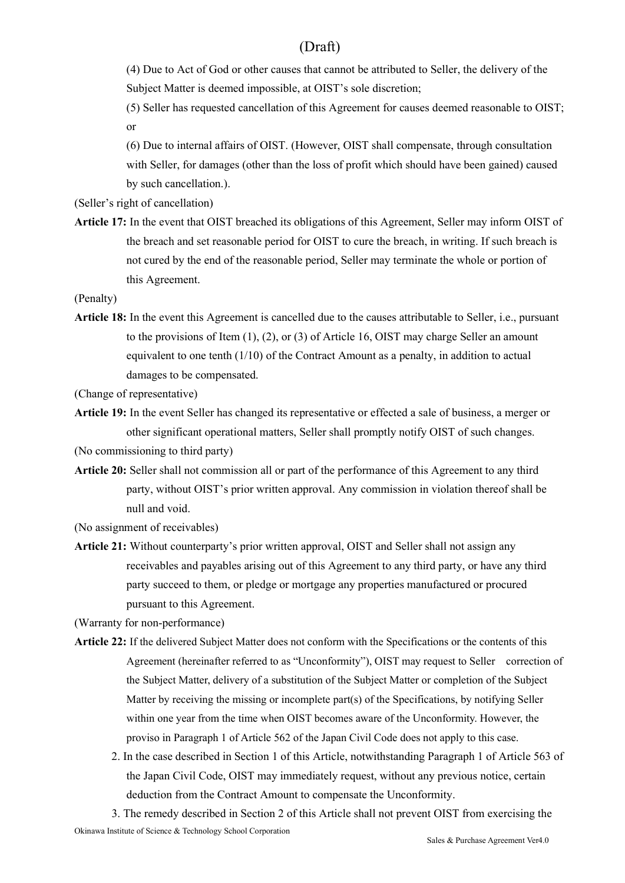(Draft)

(4) Due to Act of God or other causes that cannot be attributed to Seller, the delivery of the Subject Matter is deemed impossible, at OIST's sole discretion;

(5) Seller has requested cancellation of this Agreement for causes deemed reasonable to OIST; or

(6) Due to internal affairs of OIST. (However, OIST shall compensate, through consultation with Seller, for damages (other than the loss of profit which should have been gained) caused by such cancellation.).

(Seller's right of cancellation)

**Article 17:** In the event that OIST breached its obligations of this Agreement, Seller may inform OIST of the breach and set reasonable period for OIST to cure the breach, in writing. If such breach is not cured by the end of the reasonable period, Seller may terminate the whole or portion of this Agreement.

(Penalty)

**Article 18:** In the event this Agreement is cancelled due to the causes attributable to Seller, i.e., pursuant to the provisions of Item (1), (2), or (3) of Article 16, OIST may charge Seller an amount equivalent to one tenth (1/10) of the Contract Amount as a penalty, in addition to actual damages to be compensated.

(Change of representative)

**Article 19:** In the event Seller has changed its representative or effected a sale of business, a merger or other significant operational matters, Seller shall promptly notify OIST of such changes.

(No commissioning to third party)

**Article 20:** Seller shall not commission all or part of the performance of this Agreement to any third party, without OIST's prior written approval. Any commission in violation thereof shall be null and void.

(No assignment of receivables)

**Article 21:** Without counterparty's prior written approval, OIST and Seller shall not assign any receivables and payables arising out of this Agreement to any third party, or have any third party succeed to them, or pledge or mortgage any properties manufactured or procured pursuant to this Agreement.

(Warranty for non-performance)

**Article 22:** If the delivered Subject Matter does not conform with the Specifications or the contents of this Agreement (hereinafter referred to as "Unconformity"), OIST may request to Seller correction of the Subject Matter, delivery of a substitution of the Subject Matter or completion of the Subject Matter by receiving the missing or incomplete part(s) of the Specifications, by notifying Seller within one year from the time when OIST becomes aware of the Unconformity. However, the proviso in Paragraph 1 of Article 562 of the Japan Civil Code does not apply to this case.

2. In the case described in Section 1 of this Article, notwithstanding Paragraph 1 of Article 563 of the Japan Civil Code, OIST may immediately request, without any previous notice, certain deduction from the Contract Amount to compensate the Unconformity.

3. The remedy described in Section 2 of this Article shall not prevent OIST from exercising the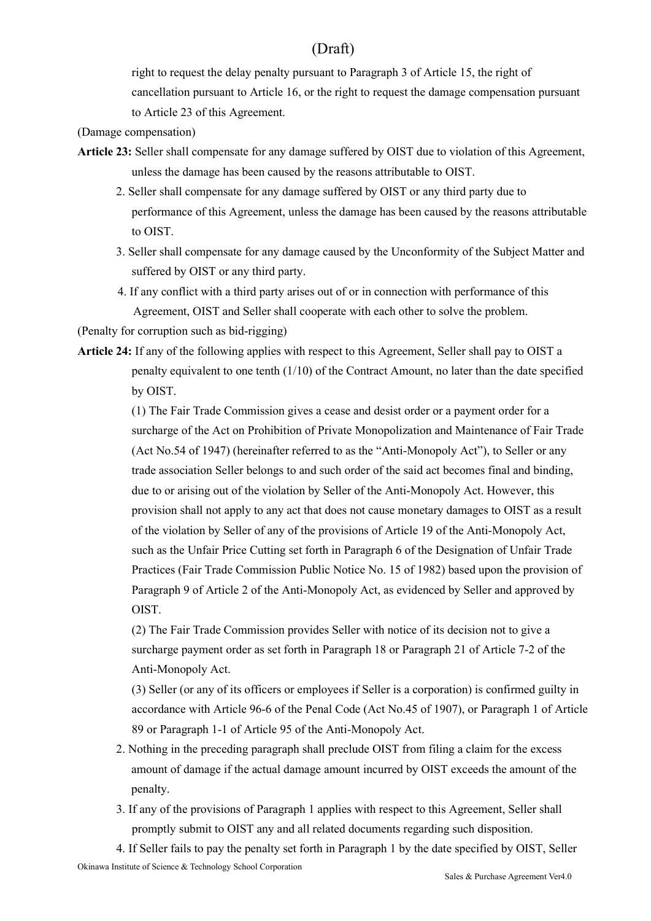right to request the delay penalty pursuant to Paragraph 3 of Article 15, the right of cancellation pursuant to Article 16, or the right to request the damage compensation pursuant to Article 23 of this Agreement.

(Damage compensation)

**Article 23:** Seller shall compensate for any damage suffered by OIST due to violation of this Agreement, unless the damage has been caused by the reasons attributable to OIST.

2. Seller shall compensate for any damage suffered by OIST or any third party due to performance of this Agreement, unless the damage has been caused by the reasons attributable to OIST.

3. Seller shall compensate for any damage caused by the Unconformity of the Subject Matter and suffered by OIST or any third party.

4. If any conflict with a third party arises out of or in connection with performance of this Agreement, OIST and Seller shall cooperate with each other to solve the problem.

(Penalty for corruption such as bid-rigging)

**Article 24:** If any of the following applies with respect to this Agreement, Seller shall pay to OIST a penalty equivalent to one tenth (1/10) of the Contract Amount, no later than the date specified by OIST.

(1) The Fair Trade Commission gives a cease and desist order or a payment order for a surcharge of the Act on Prohibition of Private Monopolization and Maintenance of Fair Trade (Act No.54 of 1947) (hereinafter referred to as the "Anti-Monopoly Act"), to Seller or any trade association Seller belongs to and such order of the said act becomes final and binding, due to or arising out of the violation by Seller of the Anti-Monopoly Act. However, this provision shall not apply to any act that does not cause monetary damages to OIST as a result of the violation by Seller of any of the provisions of Article 19 of the Anti-Monopoly Act, such as the Unfair Price Cutting set forth in Paragraph 6 of the Designation of Unfair Trade Practices (Fair Trade Commission Public Notice No. 15 of 1982) based upon the provision of Paragraph 9 of Article 2 of the Anti-Monopoly Act, as evidenced by Seller and approved by OIST.

(2) The Fair Trade Commission provides Seller with notice of its decision not to give a surcharge payment order as set forth in Paragraph 18 or Paragraph 21 of Article 7-2 of the Anti-Monopoly Act.

(3) Seller (or any of its officers or employees if Seller is a corporation) is confirmed guilty in accordance with Article 96-6 of the Penal Code (Act No.45 of 1907), or Paragraph 1 of Article 89 or Paragraph 1-1 of Article 95 of the Anti-Monopoly Act.

2. Nothing in the preceding paragraph shall preclude OIST from filing a claim for the excess amount of damage if the actual damage amount incurred by OIST exceeds the amount of the penalty.

3. If any of the provisions of Paragraph 1 applies with respect to this Agreement, Seller shall promptly submit to OIST any and all related documents regarding such disposition.

4. If Seller fails to pay the penalty set forth in Paragraph 1 by the date specified by OIST, Seller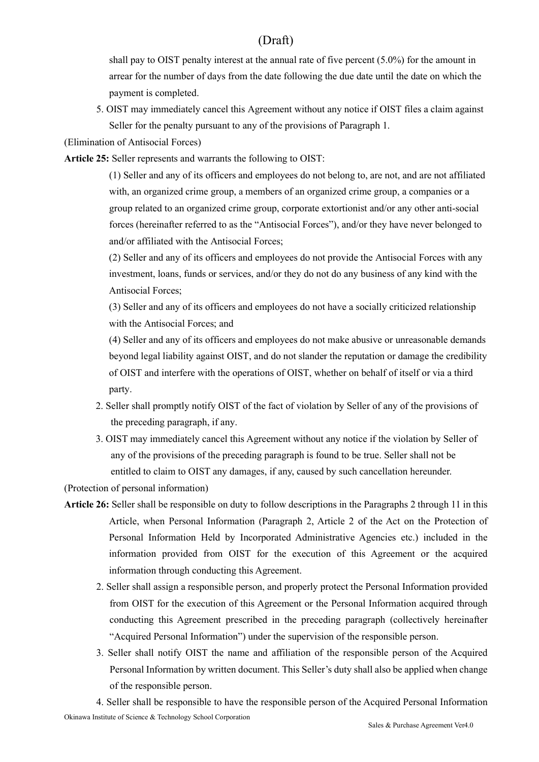(Draft)

shall pay to OIST penalty interest at the annual rate of five percent (5.0%) for the amount in arrear for the number of days from the date following the due date until the date on which the payment is completed.

5. OIST may immediately cancel this Agreement without any notice if OIST files a claim against Seller for the penalty pursuant to any of the provisions of Paragraph 1.

(Elimination of Antisocial Forces)

**Article 25:** Seller represents and warrants the following to OIST:

(1) Seller and any of its officers and employees do not belong to, are not, and are not affiliated with, an organized crime group, a members of an organized crime group, a companies or a group related to an organized crime group, corporate extortionist and/or any other anti-social forces (hereinafter referred to as the "Antisocial Forces"), and/or they have never belonged to and/or affiliated with the Antisocial Forces;

(2) Seller and any of its officers and employees do not provide the Antisocial Forces with any investment, loans, funds or services, and/or they do not do any business of any kind with the Antisocial Forces;

(3) Seller and any of its officers and employees do not have a socially criticized relationship with the Antisocial Forces; and

(4) Seller and any of its officers and employees do not make abusive or unreasonable demands beyond legal liability against OIST, and do not slander the reputation or damage the credibility of OIST and interfere with the operations of OIST, whether on behalf of itself or via a third party.

2. Seller shall promptly notify OIST of the fact of violation by Seller of any of the provisions of the preceding paragraph, if any.

3. OIST may immediately cancel this Agreement without any notice if the violation by Seller of any of the provisions of the preceding paragraph is found to be true. Seller shall not be entitled to claim to OIST any damages, if any, caused by such cancellation hereunder.

(Protection of personal information)

**Article 26:** Seller shall be responsible on duty to follow descriptions in the Paragraphs 2 through 11 in this Article, when Personal Information (Paragraph 2, Article 2 of the Act on the Protection of Personal Information Held by Incorporated Administrative Agencies etc.) included in the information provided from OIST for the execution of this Agreement or the acquired information through conducting this Agreement.

2. Seller shall assign a responsible person, and properly protect the Personal Information provided from OIST for the execution of this Agreement or the Personal Information acquired through conducting this Agreement prescribed in the preceding paragraph (collectively hereinafter "Acquired Personal Information") under the supervision of the responsible person.

3. Seller shall notify OIST the name and affiliation of the responsible person of the Acquired Personal Information by written document. This Seller's duty shall also be applied when change of the responsible person.

4. Seller shall be responsible to have the responsible person of the Acquired Personal Information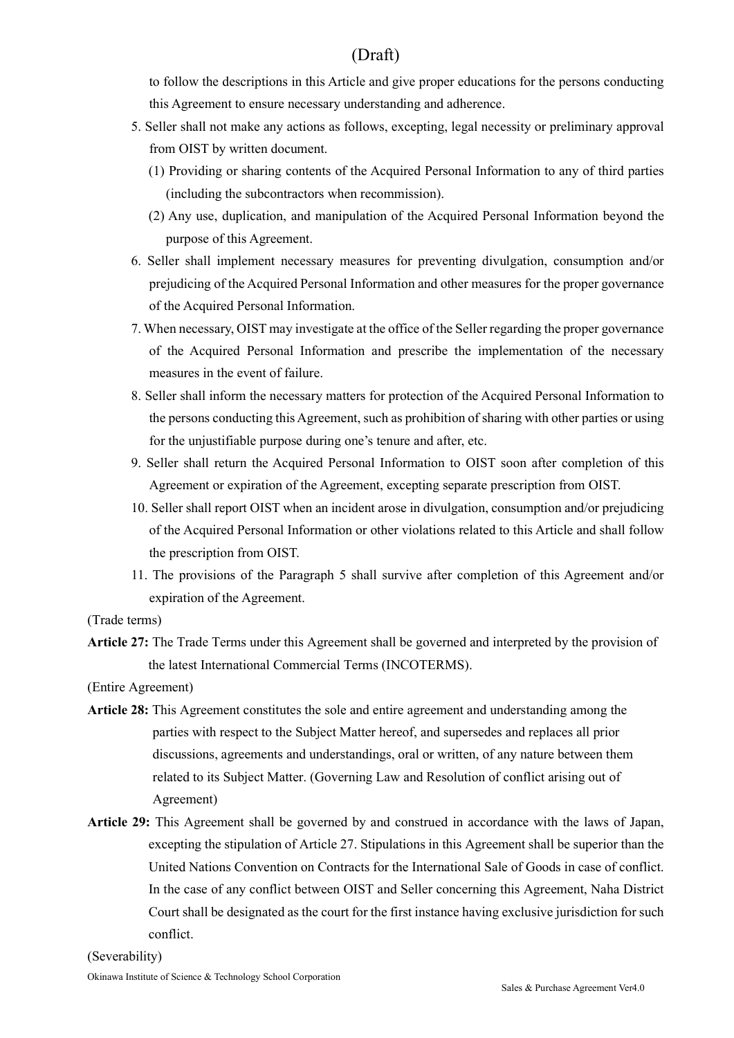to follow the descriptions in this Article and give proper educations for the persons conducting this Agreement to ensure necessary understanding and adherence.

5. Seller shall not make any actions as follows, excepting, legal necessity or preliminary approval from OIST by written document.
   (1) Providing or sharing contents of the Acquired Personal Information to any of third parties (including the subcontractors when recommission).
   (2) Any use, duplication, and manipulation of the Acquired Personal Information beyond the purpose of this Agreement.
6. Seller shall implement necessary measures for preventing divulgation, consumption and/or prejudicing of the Acquired Personal Information and other measures for the proper governance of the Acquired Personal Information.
7. When necessary, OIST may investigate at the office of the Seller regarding the proper governance of the Acquired Personal Information and prescribe the implementation of the necessary measures in the event of failure.
8. Seller shall inform the necessary matters for protection of the Acquired Personal Information to the persons conducting this Agreement, such as prohibition of sharing with other parties or using for the unjustifiable purpose during one's tenure and after, etc.
9. Seller shall return the Acquired Personal Information to OIST soon after completion of this Agreement or expiration of the Agreement, excepting separate prescription from OIST.
10. Seller shall report OIST when an incident arose in divulgation, consumption and/or prejudicing of the Acquired Personal Information or other violations related to this Article and shall follow the prescription from OIST.
11. The provisions of the Paragraph 5 shall survive after completion of this Agreement and/or expiration of the Agreement.

(Trade terms)

**Article 27:** The Trade Terms under this Agreement shall be governed and interpreted by the provision of the latest International Commercial Terms (INCOTERMS).

(Entire Agreement)

**Article 28:** This Agreement constitutes the sole and entire agreement and understanding among the parties with respect to the Subject Matter hereof, and supersedes and replaces all prior discussions, agreements and understandings, oral or written, of any nature between them related to its Subject Matter. (Governing Law and Resolution of conflict arising out of Agreement)

**Article 29:** This Agreement shall be governed by and construed in accordance with the laws of Japan, excepting the stipulation of Article 27. Stipulations in this Agreement shall be superior than the United Nations Convention on Contracts for the International Sale of Goods in case of conflict. In the case of any conflict between OIST and Seller concerning this Agreement, Naha District Court shall be designated as the court for the first instance having exclusive jurisdiction for such conflict.

(Severability)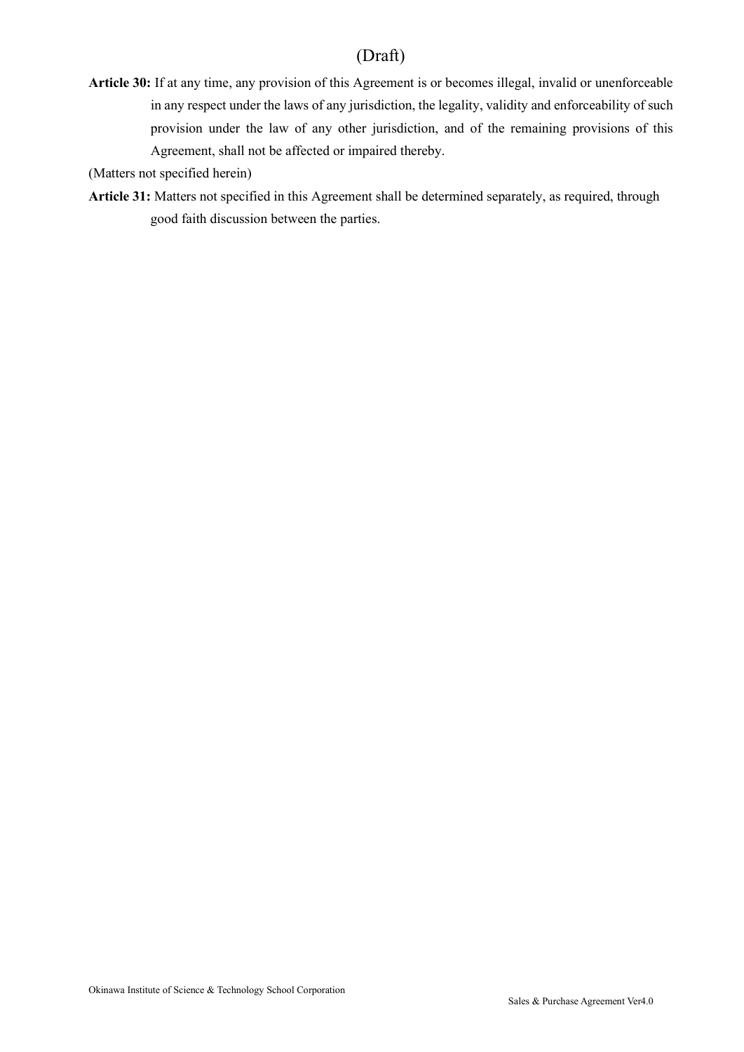**Article 30:** If at any time, any provision of this Agreement is or becomes illegal, invalid or unenforceable in any respect under the laws of any jurisdiction, the legality, validity and enforceability of such provision under the law of any other jurisdiction, and of the remaining provisions of this Agreement, shall not be affected or impaired thereby.

(Matters not specified herein)

**Article 31:** Matters not specified in this Agreement shall be determined separately, as required, through good faith discussion between the parties.